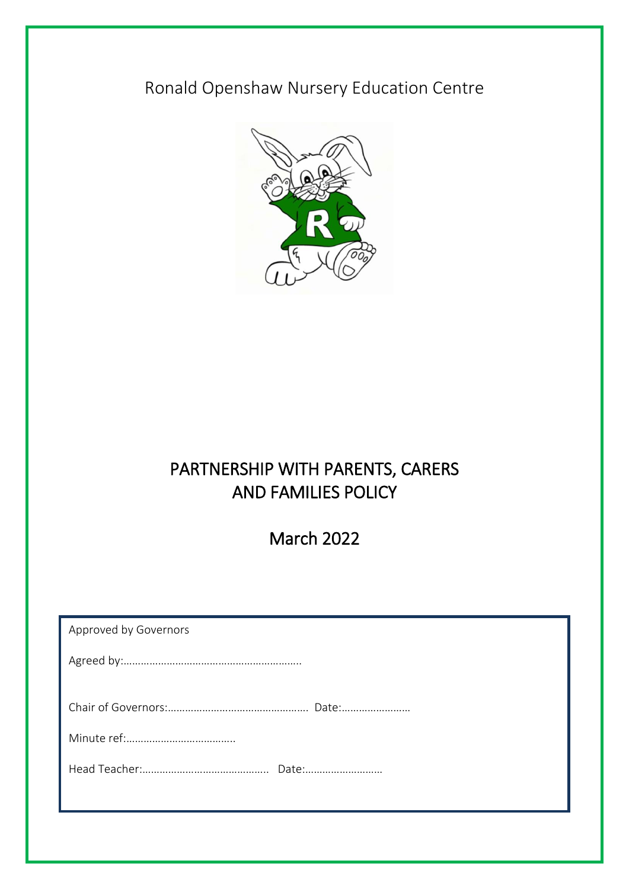Ronald Openshaw Nursery Education Centre

# PARTNERSHIP WITH PARENTS, CARERS AND FAMILIES POLICY

## March 2022

Approved by Governors

Agreed by:……………………………………………………..

Chair of Governors:…………………………………………. Date:……………………

Minute ref:………………………………..

Head Teacher:…………………………………….. Date:………………………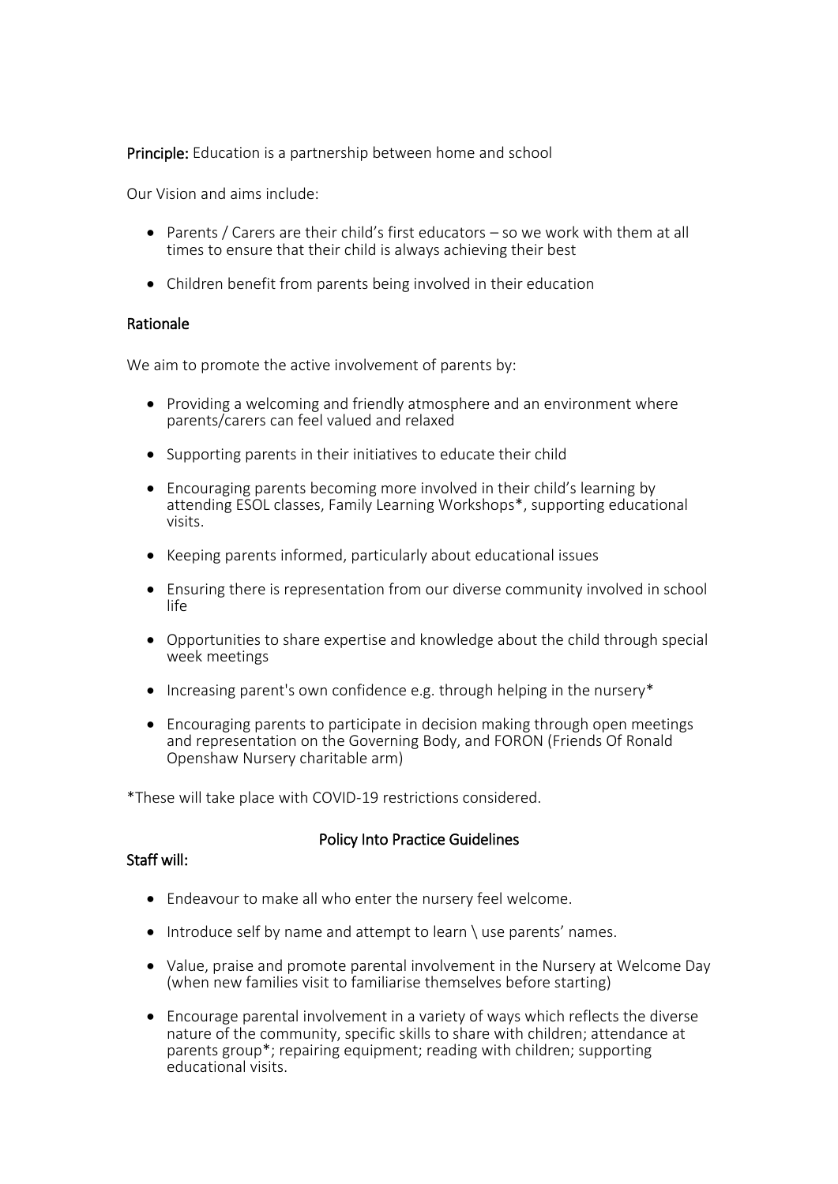**Principle:** Education is a partnership between home and school

Our Vision and aims include:

- Parents / Carers are their child's first educators – so we work with them at all times to ensure that their child is always achieving their best
- Children benefit from parents being involved in their education

## Rationale

We aim to promote the active involvement of parents by:

- Providing a welcoming and friendly atmosphere and an environment where parents/carers can feel valued and relaxed
- Supporting parents in their initiatives to educate their child
- Encouraging parents becoming more involved in their child's learning by attending ESOL classes, Family Learning Workshops*, supporting educational visits.
- Keeping parents informed, particularly about educational issues
- Ensuring there is representation from our diverse community involved in school life
- Opportunities to share expertise and knowledge about the child through special week meetings
- Increasing parent's own confidence e.g. through helping in the nursery*
- Encouraging parents to participate in decision making through open meetings and representation on the Governing Body, and FORON (Friends Of Ronald Openshaw Nursery charitable arm)

*These will take place with COVID-19 restrictions considered.

## Policy Into Practice Guidelines

### Staff will:

- Endeavour to make all who enter the nursery feel welcome.
- Introduce self by name and attempt to learn \ use parents' names.
- Value, praise and promote parental involvement in the Nursery at Welcome Day (when new families visit to familiarise themselves before starting)
- Encourage parental involvement in a variety of ways which reflects the diverse nature of the community, specific skills to share with children; attendance at parents group*; repairing equipment; reading with children; supporting educational visits.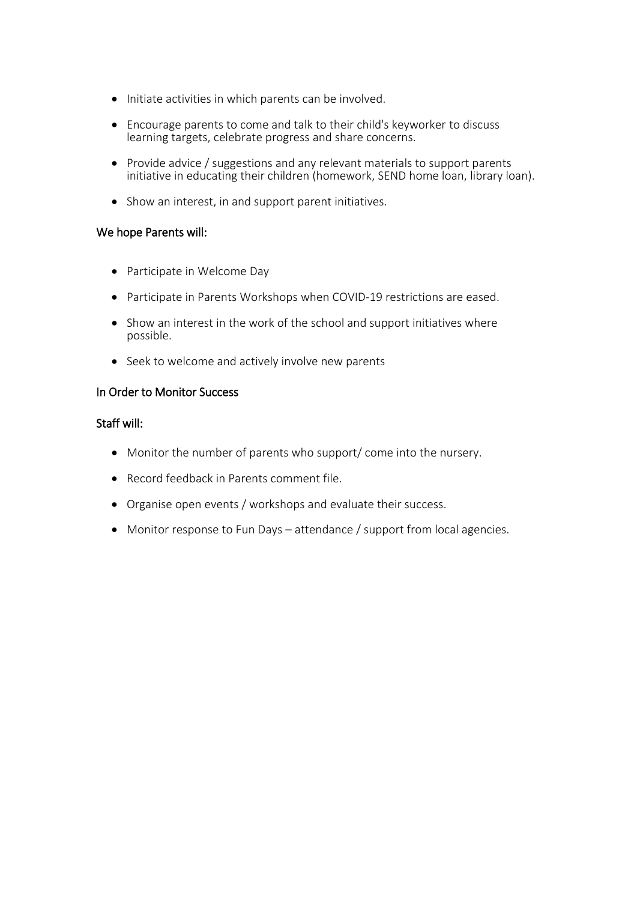- Initiate activities in which parents can be involved.
- Encourage parents to come and talk to their child's keyworker to discuss learning targets, celebrate progress and share concerns.
- Provide advice / suggestions and any relevant materials to support parents initiative in educating their children (homework, SEND home loan, library loan).
- Show an interest, in and support parent initiatives.

### We hope Parents will:

- Participate in Welcome Day
- Participate in Parents Workshops when COVID-19 restrictions are eased.
- Show an interest in the work of the school and support initiatives where possible.
- Seek to welcome and actively involve new parents

### In Order to Monitor Success

### Staff will:

- Monitor the number of parents who support/ come into the nursery.
- Record feedback in Parents comment file.
- Organise open events / workshops and evaluate their success.
- Monitor response to Fun Days – attendance / support from local agencies.